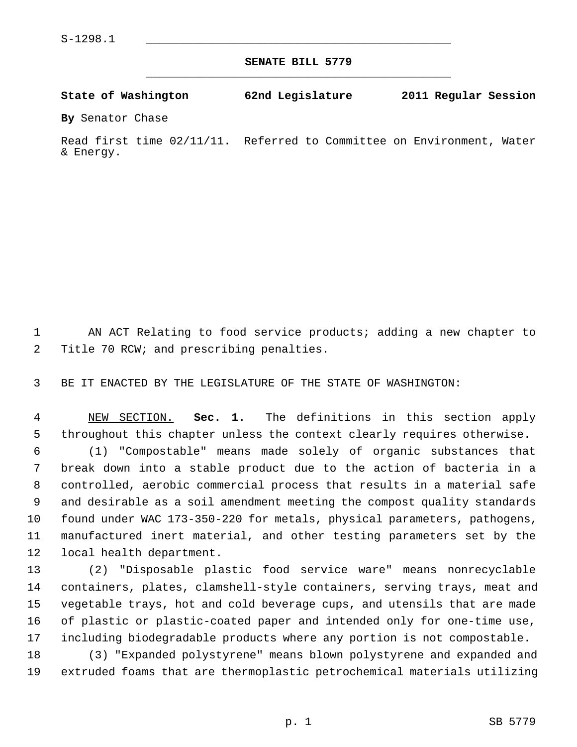S-1298.1

**SENATE BILL 5779**

**State of Washington 62nd Legislature 2011 Regular Session**

**By** Senator Chase

Read first time 02/11/11. Referred to Committee on Environment, Water & Energy.

AN ACT Relating to food service products; adding a new chapter to Title 70 RCW; and prescribing penalties.

BE IT ENACTED BY THE LEGISLATURE OF THE STATE OF WASHINGTON:

NEW SECTION. **Sec. 1.** The definitions in this section apply throughout this chapter unless the context clearly requires otherwise.

(1) "Compostable" means made solely of organic substances that break down into a stable product due to the action of bacteria in a controlled, aerobic commercial process that results in a material safe and desirable as a soil amendment meeting the compost quality standards found under WAC 173-350-220 for metals, physical parameters, pathogens, manufactured inert material, and other testing parameters set by the local health department.

(2) "Disposable plastic food service ware" means nonrecyclable containers, plates, clamshell-style containers, serving trays, meat and vegetable trays, hot and cold beverage cups, and utensils that are made of plastic or plastic-coated paper and intended only for one-time use, including biodegradable products where any portion is not compostable.

(3) "Expanded polystyrene" means blown polystyrene and expanded and extruded foams that are thermoplastic petrochemical materials utilizing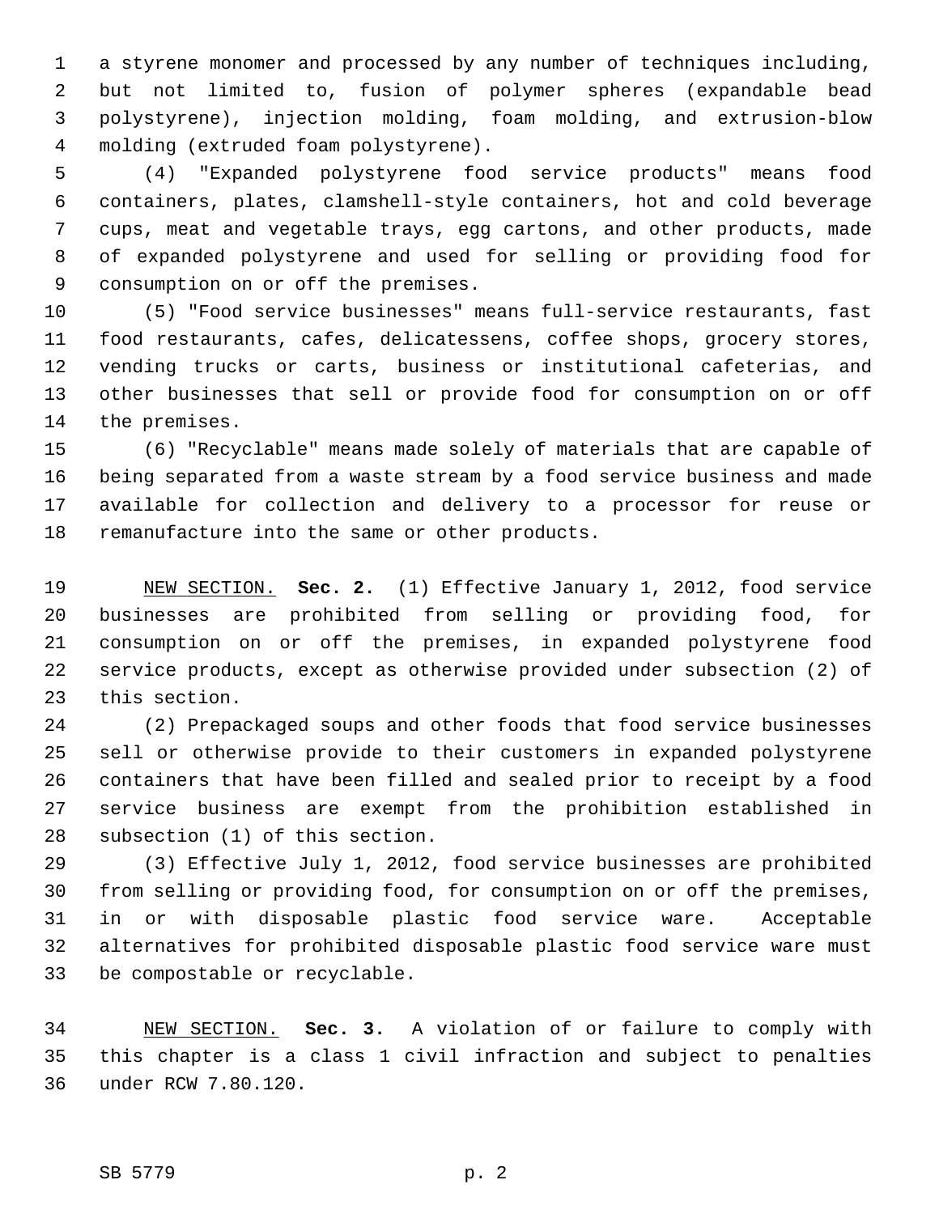a styrene monomer and processed by any number of techniques including, but not limited to, fusion of polymer spheres (expandable bead polystyrene), injection molding, foam molding, and extrusion-blow molding (extruded foam polystyrene).

(4) "Expanded polystyrene food service products" means food containers, plates, clamshell-style containers, hot and cold beverage cups, meat and vegetable trays, egg cartons, and other products, made of expanded polystyrene and used for selling or providing food for consumption on or off the premises.

(5) "Food service businesses" means full-service restaurants, fast food restaurants, cafes, delicatessens, coffee shops, grocery stores, vending trucks or carts, business or institutional cafeterias, and other businesses that sell or provide food for consumption on or off the premises.

(6) "Recyclable" means made solely of materials that are capable of being separated from a waste stream by a food service business and made available for collection and delivery to a processor for reuse or remanufacture into the same or other products.

NEW SECTION. **Sec. 2.** (1) Effective January 1, 2012, food service businesses are prohibited from selling or providing food, for consumption on or off the premises, in expanded polystyrene food service products, except as otherwise provided under subsection (2) of this section.

(2) Prepackaged soups and other foods that food service businesses sell or otherwise provide to their customers in expanded polystyrene containers that have been filled and sealed prior to receipt by a food service business are exempt from the prohibition established in subsection (1) of this section.

(3) Effective July 1, 2012, food service businesses are prohibited from selling or providing food, for consumption on or off the premises, in or with disposable plastic food service ware. Acceptable alternatives for prohibited disposable plastic food service ware must be compostable or recyclable.

NEW SECTION. **Sec. 3.** A violation of or failure to comply with this chapter is a class 1 civil infraction and subject to penalties under RCW 7.80.120.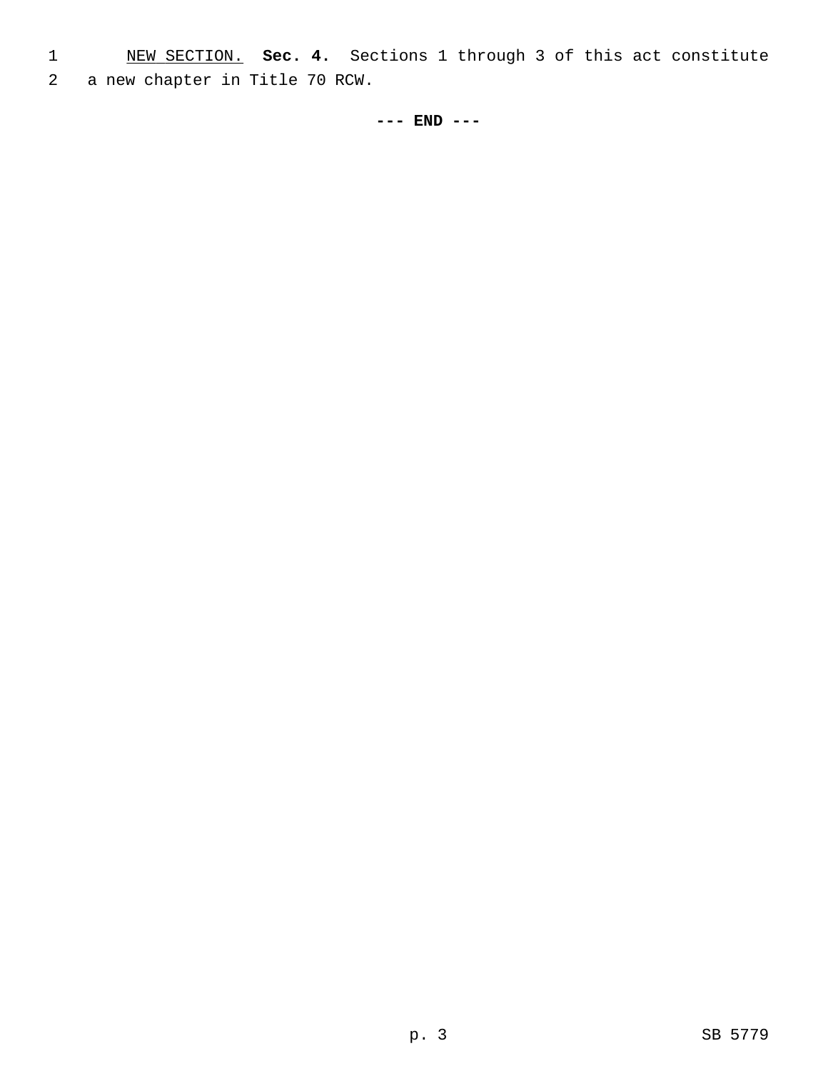NEW SECTION. **Sec. 4.** Sections 1 through 3 of this act constitute a new chapter in Title 70 RCW.

**--- END ---**